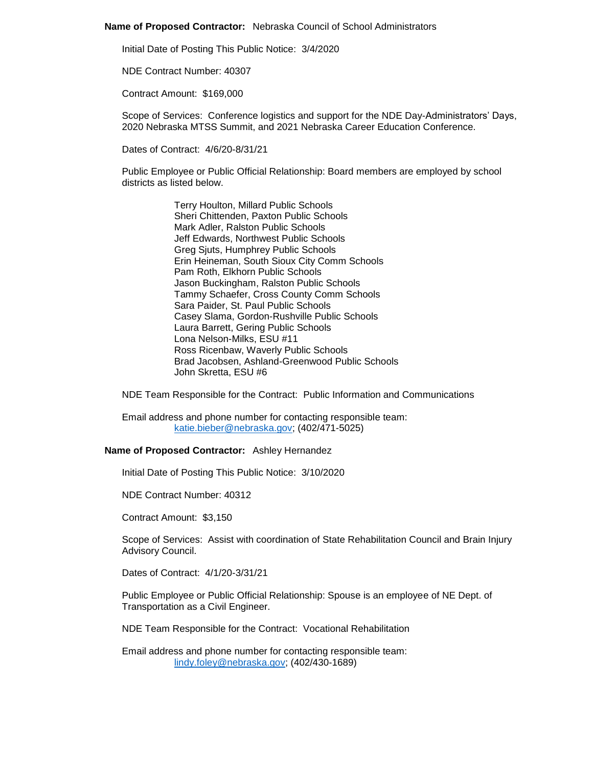**Name of Proposed Contractor:** Nebraska Council of School Administrators

Initial Date of Posting This Public Notice: 3/4/2020

NDE Contract Number: 40307

Contract Amount: $169,000

Scope of Services: Conference logistics and support for the NDE Day-Administrators' Days, 2020 Nebraska MTSS Summit, and 2021 Nebraska Career Education Conference.

Dates of Contract: 4/6/20-8/31/21

Public Employee or Public Official Relationship: Board members are employed by school districts as listed below.

Terry Houlton, Millard Public Schools
Sheri Chittenden, Paxton Public Schools
Mark Adler, Ralston Public Schools
Jeff Edwards, Northwest Public Schools
Greg Sjuts, Humphrey Public Schools
Erin Heineman, South Sioux City Comm Schools
Pam Roth, Elkhorn Public Schools
Jason Buckingham, Ralston Public Schools
Tammy Schaefer, Cross County Comm Schools
Sara Paider, St. Paul Public Schools
Casey Slama, Gordon-Rushville Public Schools
Laura Barrett, Gering Public Schools
Lona Nelson-Milks, ESU #11
Ross Ricenbaw, Waverly Public Schools
Brad Jacobsen, Ashland-Greenwood Public Schools
John Skretta, ESU #6

NDE Team Responsible for the Contract: Public Information and Communications

Email address and phone number for contacting responsible team:
katie.bieber@nebraska.gov; (402/471-5025)

**Name of Proposed Contractor:** Ashley Hernandez

Initial Date of Posting This Public Notice: 3/10/2020

NDE Contract Number: 40312

Contract Amount: $3,150

Scope of Services: Assist with coordination of State Rehabilitation Council and Brain Injury Advisory Council.

Dates of Contract: 4/1/20-3/31/21

Public Employee or Public Official Relationship: Spouse is an employee of NE Dept. of Transportation as a Civil Engineer.

NDE Team Responsible for the Contract: Vocational Rehabilitation

Email address and phone number for contacting responsible team:
lindy.foley@nebraska.gov; (402/430-1689)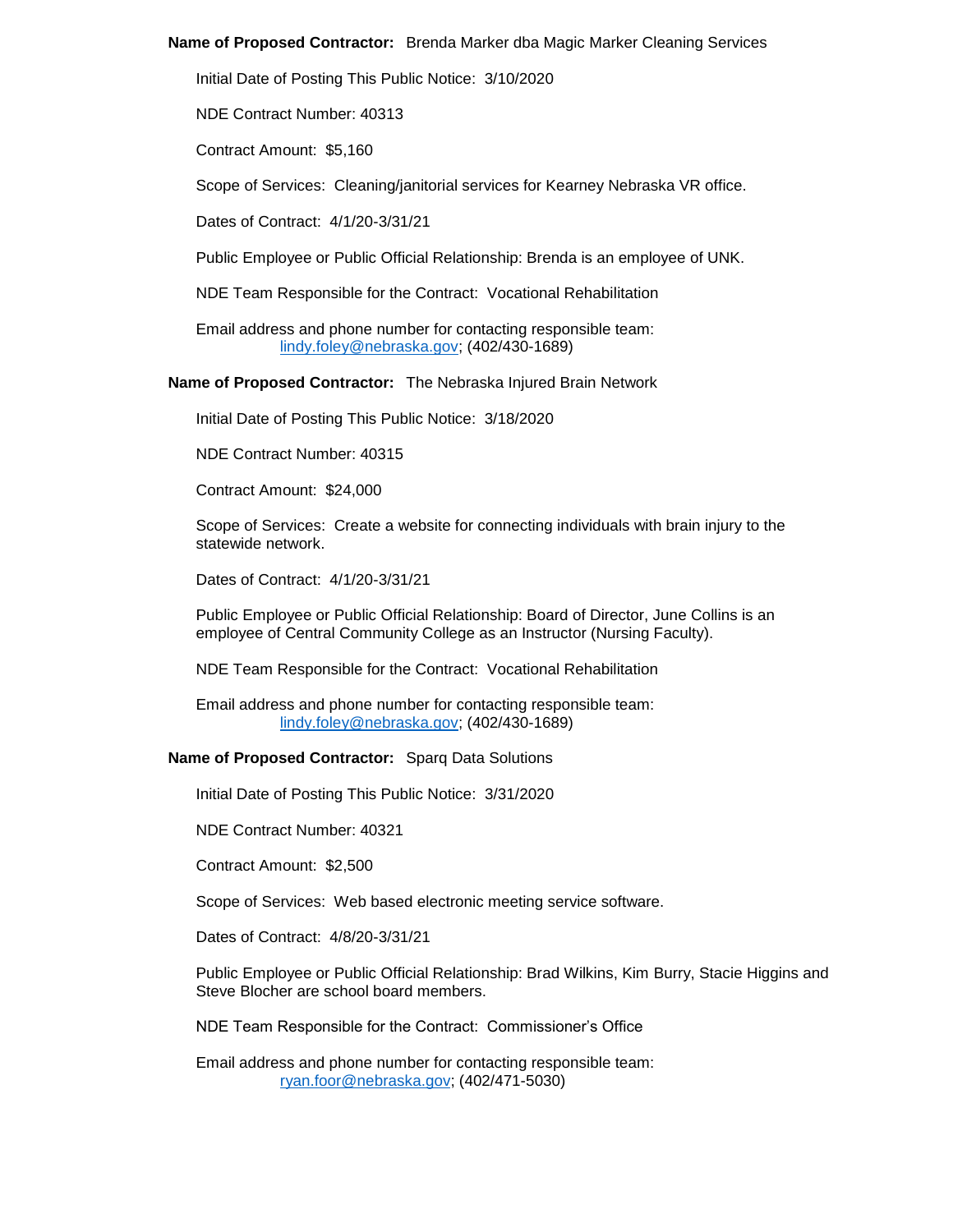**Name of Proposed Contractor:** Brenda Marker dba Magic Marker Cleaning Services

Initial Date of Posting This Public Notice: 3/10/2020

NDE Contract Number: 40313

Contract Amount: $5,160

Scope of Services: Cleaning/janitorial services for Kearney Nebraska VR office.

Dates of Contract: 4/1/20-3/31/21

Public Employee or Public Official Relationship: Brenda is an employee of UNK.

NDE Team Responsible for the Contract: Vocational Rehabilitation

Email address and phone number for contacting responsible team:
lindy.foley@nebraska.gov; (402/430-1689)

**Name of Proposed Contractor:** The Nebraska Injured Brain Network

Initial Date of Posting This Public Notice: 3/18/2020

NDE Contract Number: 40315

Contract Amount: $24,000

Scope of Services: Create a website for connecting individuals with brain injury to the statewide network.

Dates of Contract: 4/1/20-3/31/21

Public Employee or Public Official Relationship: Board of Director, June Collins is an employee of Central Community College as an Instructor (Nursing Faculty).

NDE Team Responsible for the Contract: Vocational Rehabilitation

Email address and phone number for contacting responsible team:
lindy.foley@nebraska.gov; (402/430-1689)

**Name of Proposed Contractor:** Sparq Data Solutions

Initial Date of Posting This Public Notice: 3/31/2020

NDE Contract Number: 40321

Contract Amount: $2,500

Scope of Services: Web based electronic meeting service software.

Dates of Contract: 4/8/20-3/31/21

Public Employee or Public Official Relationship: Brad Wilkins, Kim Burry, Stacie Higgins and Steve Blocher are school board members.

NDE Team Responsible for the Contract: Commissioner's Office

Email address and phone number for contacting responsible team:
ryan.foor@nebraska.gov; (402/471-5030)